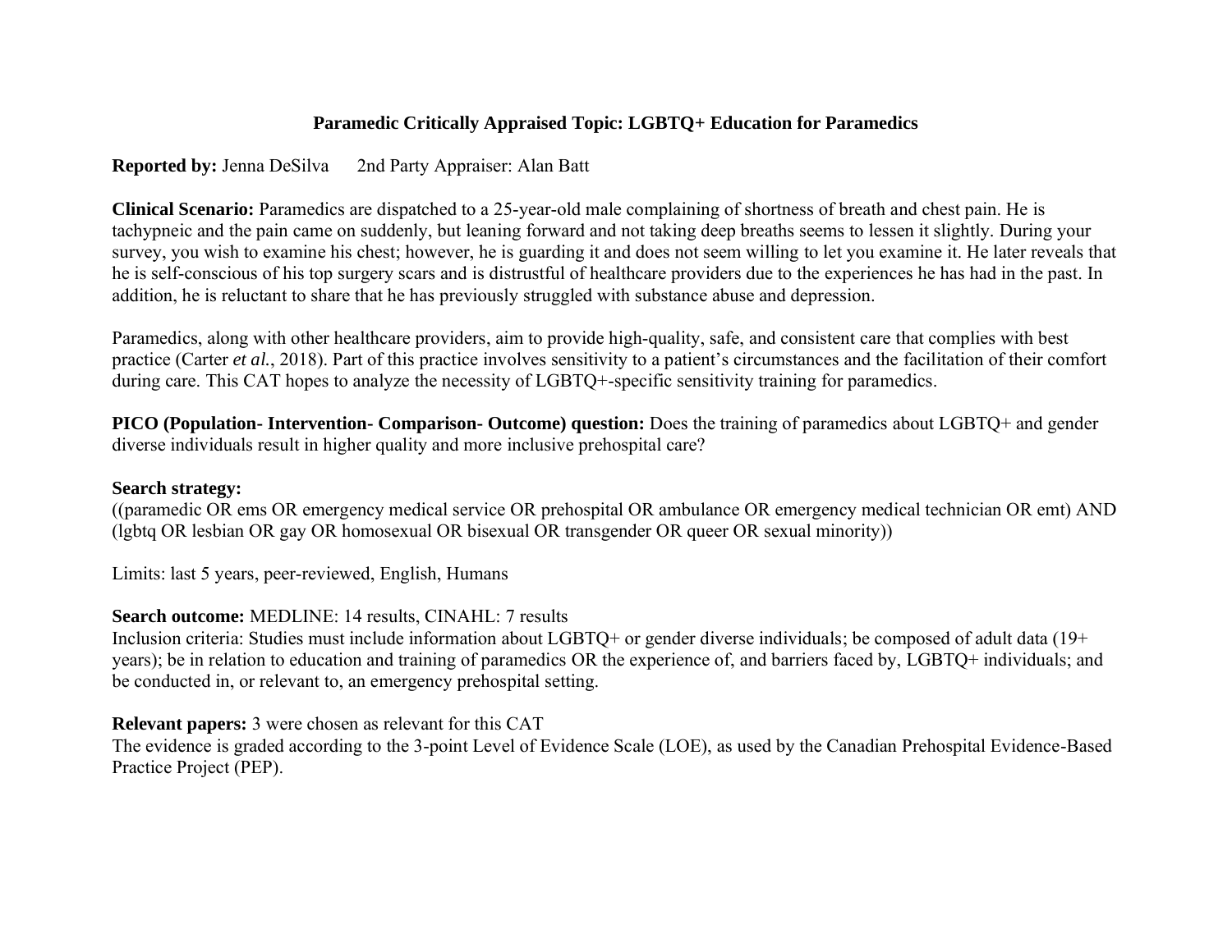# Paramedic Critically Appraised Topic: LGBTQ+ Education for Paramedics

**Reported by:** Jenna DeSilva  2nd Party Appraiser: Alan Batt

**Clinical Scenario:** Paramedics are dispatched to a 25-year-old male complaining of shortness of breath and chest pain. He is tachypneic and the pain came on suddenly, but leaning forward and not taking deep breaths seems to lessen it slightly. During your survey, you wish to examine his chest; however, he is guarding it and does not seem willing to let you examine it. He later reveals that he is self-conscious of his top surgery scars and is distrustful of healthcare providers due to the experiences he has had in the past. In addition, he is reluctant to share that he has previously struggled with substance abuse and depression.

Paramedics, along with other healthcare providers, aim to provide high-quality, safe, and consistent care that complies with best practice (Carter *et al.*, 2018). Part of this practice involves sensitivity to a patient's circumstances and the facilitation of their comfort during care. This CAT hopes to analyze the necessity of LGBTQ+-specific sensitivity training for paramedics.

**PICO (Population- Intervention- Comparison- Outcome) question:** Does the training of paramedics about LGBTQ+ and gender diverse individuals result in higher quality and more inclusive prehospital care?

**Search strategy:**

((paramedic OR ems OR emergency medical service OR prehospital OR ambulance OR emergency medical technician OR emt) AND (lgbtq OR lesbian OR gay OR homosexual OR bisexual OR transgender OR queer OR sexual minority))

Limits: last 5 years, peer-reviewed, English, Humans

**Search outcome:** MEDLINE: 14 results, CINAHL: 7 results

Inclusion criteria: Studies must include information about LGBTQ+ or gender diverse individuals; be composed of adult data (19+ years); be in relation to education and training of paramedics OR the experience of, and barriers faced by, LGBTQ+ individuals; and be conducted in, or relevant to, an emergency prehospital setting.

**Relevant papers:** 3 were chosen as relevant for this CAT

The evidence is graded according to the 3-point Level of Evidence Scale (LOE), as used by the Canadian Prehospital Evidence-Based Practice Project (PEP).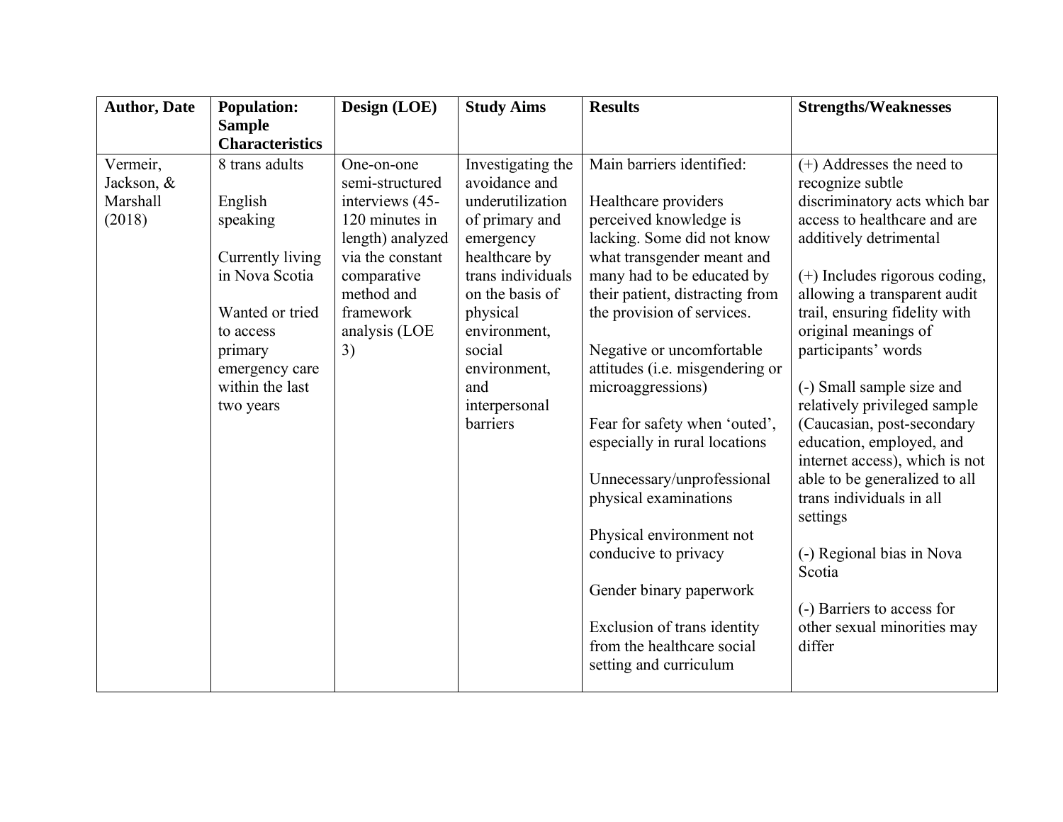| Author, Date | Population: Sample Characteristics | Design (LOE) | Study Aims | Results | Strengths/Weaknesses |
|---|---|---|---|---|---|
| Vermeir, Jackson, & Marshall (2018) | 8 trans adults<br><br>English speaking<br><br>Currently living in Nova Scotia<br><br>Wanted or tried to access primary emergency care within the last two years | One-on-one semi-structured interviews (45-120 minutes in length) analyzed via the constant comparative method and framework analysis (LOE 3) | Investigating the avoidance and underutilization of primary and emergency healthcare by trans individuals on the basis of physical environment, social environment, and interpersonal barriers | Main barriers identified:<br><br>Healthcare providers perceived knowledge is lacking. Some did not know what transgender meant and many had to be educated by their patient, distracting from the provision of services.<br><br>Negative or uncomfortable attitudes (i.e. misgendering or microaggressions)<br><br>Fear for safety when 'outed', especially in rural locations<br><br>Unnecessary/unprofessional physical examinations<br><br>Physical environment not conducive to privacy<br><br>Gender binary paperwork<br><br>Exclusion of trans identity from the healthcare social setting and curriculum | (+) Addresses the need to recognize subtle discriminatory acts which bar access to healthcare and are additively detrimental<br><br>(+) Includes rigorous coding, allowing a transparent audit trail, ensuring fidelity with original meanings of participants' words<br><br>(-) Small sample size and relatively privileged sample (Caucasian, post-secondary education, employed, and internet access), which is not able to be generalized to all trans individuals in all settings<br><br>(-) Regional bias in Nova Scotia<br><br>(-) Barriers to access for other sexual minorities may differ |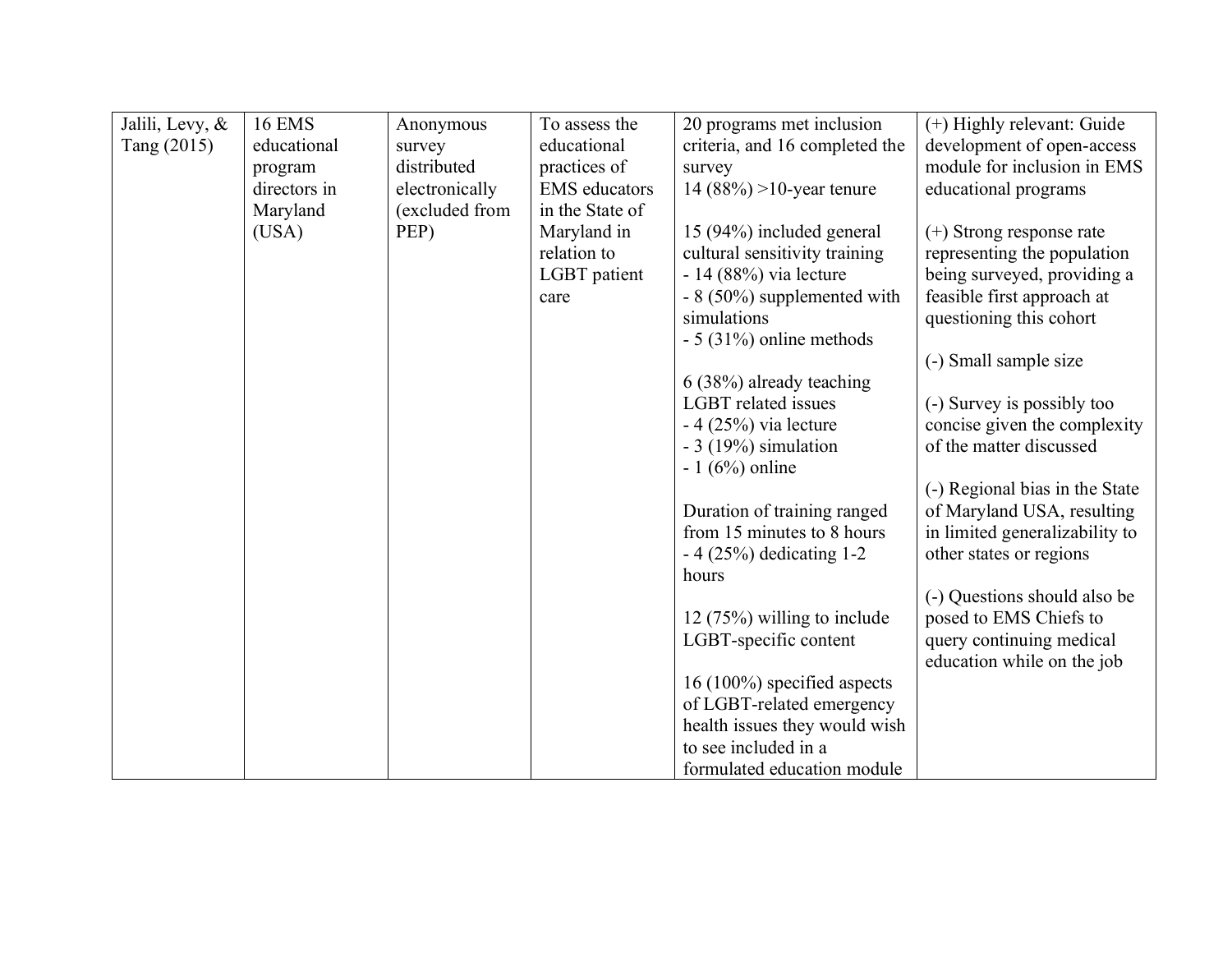| Jalili, Levy, & Tang (2015) | 16 EMS educational program directors in Maryland (USA) | Anonymous survey distributed electronically (excluded from PEP) | To assess the educational practices of EMS educators in the State of Maryland in relation to LGBT patient care | 20 programs met inclusion criteria, and 16 completed the survey<br>14 (88%) >10-year tenure<br><br>15 (94%) included general cultural sensitivity training<br>- 14 (88%) via lecture<br>- 8 (50%) supplemented with simulations<br>- 5 (31%) online methods<br><br>6 (38%) already teaching LGBT related issues<br>- 4 (25%) via lecture<br>- 3 (19%) simulation<br>- 1 (6%) online<br><br>Duration of training ranged from 15 minutes to 8 hours<br>- 4 (25%) dedicating 1-2 hours<br><br>12 (75%) willing to include LGBT-specific content<br><br>16 (100%) specified aspects of LGBT-related emergency health issues they would wish to see included in a formulated education module | (+) Highly relevant: Guide development of open-access module for inclusion in EMS educational programs<br><br>(+) Strong response rate representing the population being surveyed, providing a feasible first approach at questioning this cohort<br><br>(-) Small sample size<br><br>(-) Survey is possibly too concise given the complexity of the matter discussed<br><br>(-) Regional bias in the State of Maryland USA, resulting in limited generalizability to other states or regions<br><br>(-) Questions should also be posed to EMS Chiefs to query continuing medical education while on the job |
|---|---|---|---|---|---|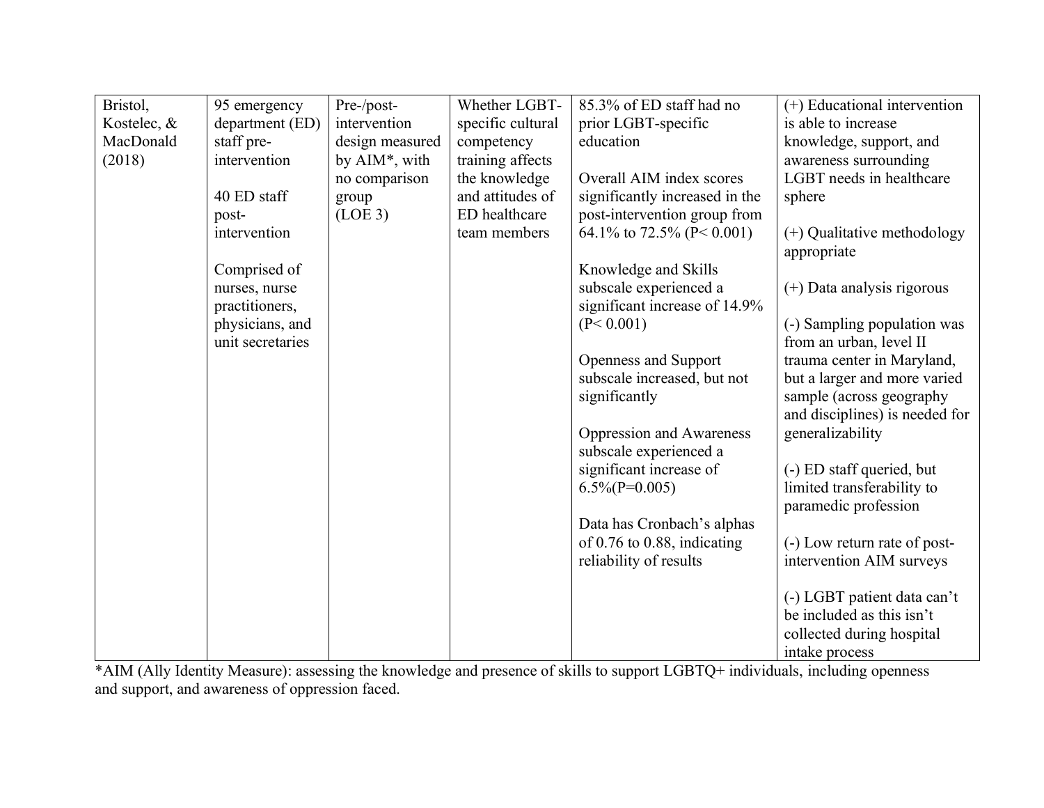| | | | | | |
|---|---|---|---|---|---|
| Bristol, Kostelec, & MacDonald (2018) | 95 emergency department (ED) staff pre-intervention<br><br>40 ED staff post-intervention<br><br>Comprised of nurses, nurse practitioners, physicians, and unit secretaries | Pre-/post-intervention design measured by AIM*, with no comparison group (LOE 3) | Whether LGBT-specific cultural competency training affects the knowledge and attitudes of ED healthcare team members | 85.3% of ED staff had no prior LGBT-specific education<br><br>Overall AIM index scores significantly increased in the post-intervention group from 64.1% to 72.5% ($P< 0.001$)<br><br>Knowledge and Skills subscale experienced a significant increase of 14.9% ($P< 0.001$)<br><br>Openness and Support subscale increased, but not significantly<br><br>Oppression and Awareness subscale experienced a significant increase of 6.5%($P=0.005$)<br><br>Data has Cronbach's alphas of 0.76 to 0.88, indicating reliability of results | (+) Educational intervention is able to increase knowledge, support, and awareness surrounding LGBT needs in healthcare sphere<br><br>(+) Qualitative methodology appropriate<br><br>(+) Data analysis rigorous<br><br>(-) Sampling population was from an urban, level II trauma center in Maryland, but a larger and more varied sample (across geography and disciplines) is needed for generalizability<br><br>(-) ED staff queried, but limited transferability to paramedic profession<br><br>(-) Low return rate of post-intervention AIM surveys<br><br>(-) LGBT patient data can't be included as this isn't collected during hospital intake process |

*AIM (Ally Identity Measure): assessing the knowledge and presence of skills to support LGBTQ+ individuals, including openness and support, and awareness of oppression faced.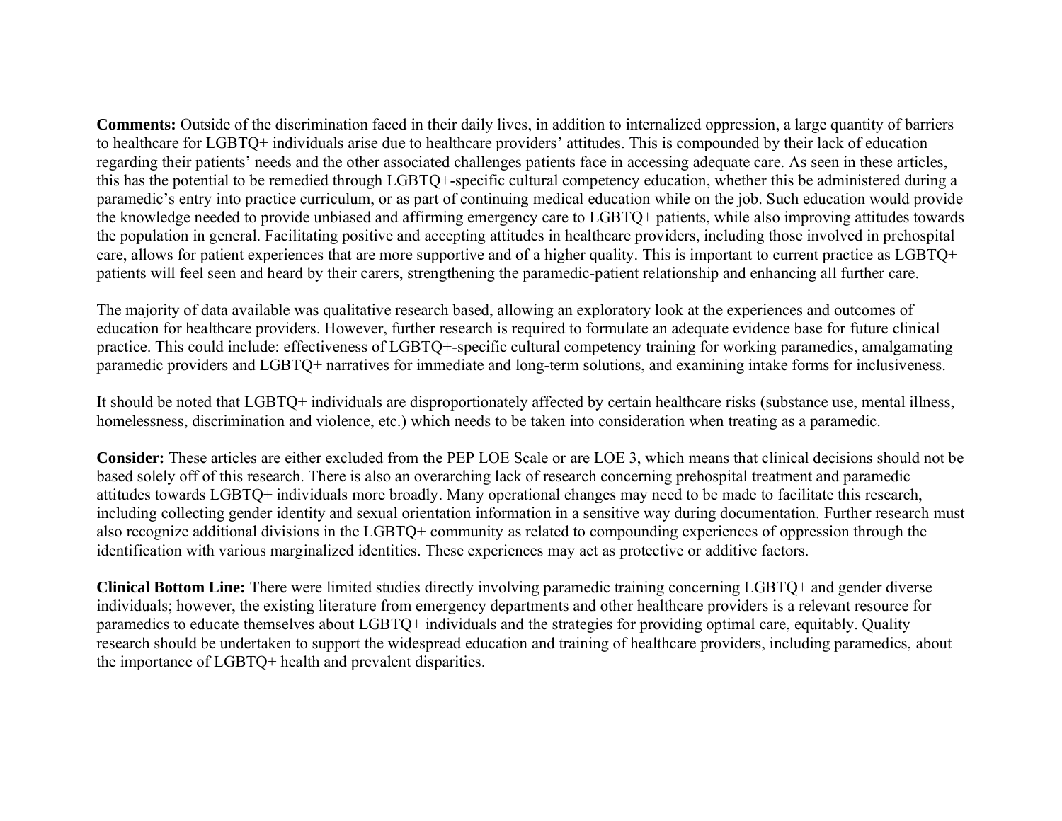**Comments:** Outside of the discrimination faced in their daily lives, in addition to internalized oppression, a large quantity of barriers to healthcare for LGBTQ+ individuals arise due to healthcare providers' attitudes. This is compounded by their lack of education regarding their patients' needs and the other associated challenges patients face in accessing adequate care. As seen in these articles, this has the potential to be remedied through LGBTQ+-specific cultural competency education, whether this be administered during a paramedic's entry into practice curriculum, or as part of continuing medical education while on the job. Such education would provide the knowledge needed to provide unbiased and affirming emergency care to LGBTQ+ patients, while also improving attitudes towards the population in general. Facilitating positive and accepting attitudes in healthcare providers, including those involved in prehospital care, allows for patient experiences that are more supportive and of a higher quality. This is important to current practice as LGBTQ+ patients will feel seen and heard by their carers, strengthening the paramedic-patient relationship and enhancing all further care.

The majority of data available was qualitative research based, allowing an exploratory look at the experiences and outcomes of education for healthcare providers. However, further research is required to formulate an adequate evidence base for future clinical practice. This could include: effectiveness of LGBTQ+-specific cultural competency training for working paramedics, amalgamating paramedic providers and LGBTQ+ narratives for immediate and long-term solutions, and examining intake forms for inclusiveness.

It should be noted that LGBTQ+ individuals are disproportionately affected by certain healthcare risks (substance use, mental illness, homelessness, discrimination and violence, etc.) which needs to be taken into consideration when treating as a paramedic.

**Consider:** These articles are either excluded from the PEP LOE Scale or are LOE 3, which means that clinical decisions should not be based solely off of this research. There is also an overarching lack of research concerning prehospital treatment and paramedic attitudes towards LGBTQ+ individuals more broadly. Many operational changes may need to be made to facilitate this research, including collecting gender identity and sexual orientation information in a sensitive way during documentation. Further research must also recognize additional divisions in the LGBTQ+ community as related to compounding experiences of oppression through the identification with various marginalized identities. These experiences may act as protective or additive factors.

**Clinical Bottom Line:** There were limited studies directly involving paramedic training concerning LGBTQ+ and gender diverse individuals; however, the existing literature from emergency departments and other healthcare providers is a relevant resource for paramedics to educate themselves about LGBTQ+ individuals and the strategies for providing optimal care, equitably. Quality research should be undertaken to support the widespread education and training of healthcare providers, including paramedics, about the importance of LGBTQ+ health and prevalent disparities.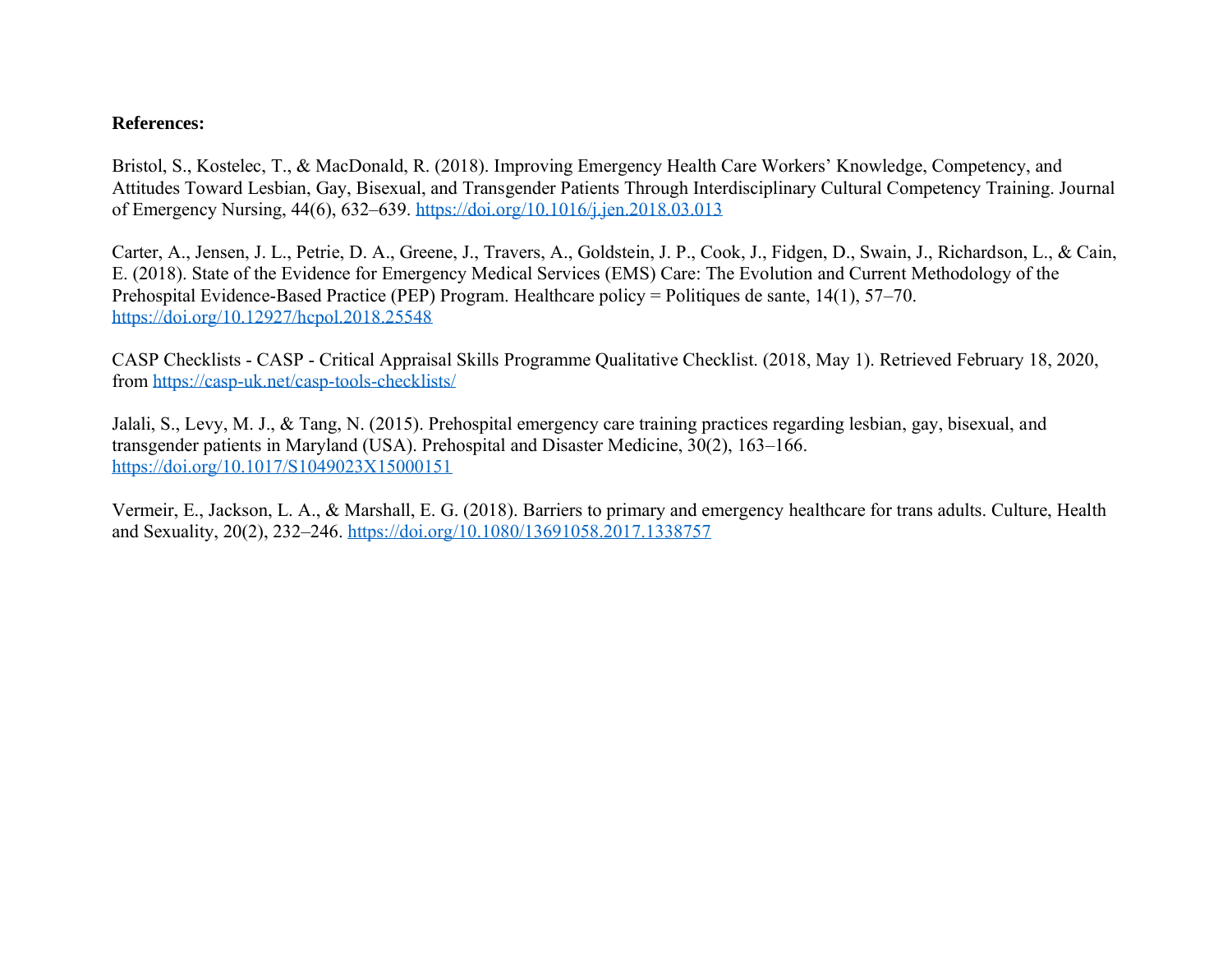**References:**

Bristol, S., Kostelec, T., & MacDonald, R. (2018). Improving Emergency Health Care Workers' Knowledge, Competency, and Attitudes Toward Lesbian, Gay, Bisexual, and Transgender Patients Through Interdisciplinary Cultural Competency Training. Journal of Emergency Nursing, 44(6), 632–639. https://doi.org/10.1016/j.jen.2018.03.013

Carter, A., Jensen, J. L., Petrie, D. A., Greene, J., Travers, A., Goldstein, J. P., Cook, J., Fidgen, D., Swain, J., Richardson, L., & Cain, E. (2018). State of the Evidence for Emergency Medical Services (EMS) Care: The Evolution and Current Methodology of the Prehospital Evidence-Based Practice (PEP) Program. Healthcare policy = Politiques de sante, 14(1), 57–70. https://doi.org/10.12927/hcpol.2018.25548

CASP Checklists - CASP - Critical Appraisal Skills Programme Qualitative Checklist. (2018, May 1). Retrieved February 18, 2020, from https://casp-uk.net/casp-tools-checklists/

Jalali, S., Levy, M. J., & Tang, N. (2015). Prehospital emergency care training practices regarding lesbian, gay, bisexual, and transgender patients in Maryland (USA). Prehospital and Disaster Medicine, 30(2), 163–166. https://doi.org/10.1017/S1049023X15000151

Vermeir, E., Jackson, L. A., & Marshall, E. G. (2018). Barriers to primary and emergency healthcare for trans adults. Culture, Health and Sexuality, 20(2), 232–246. https://doi.org/10.1080/13691058.2017.1338757